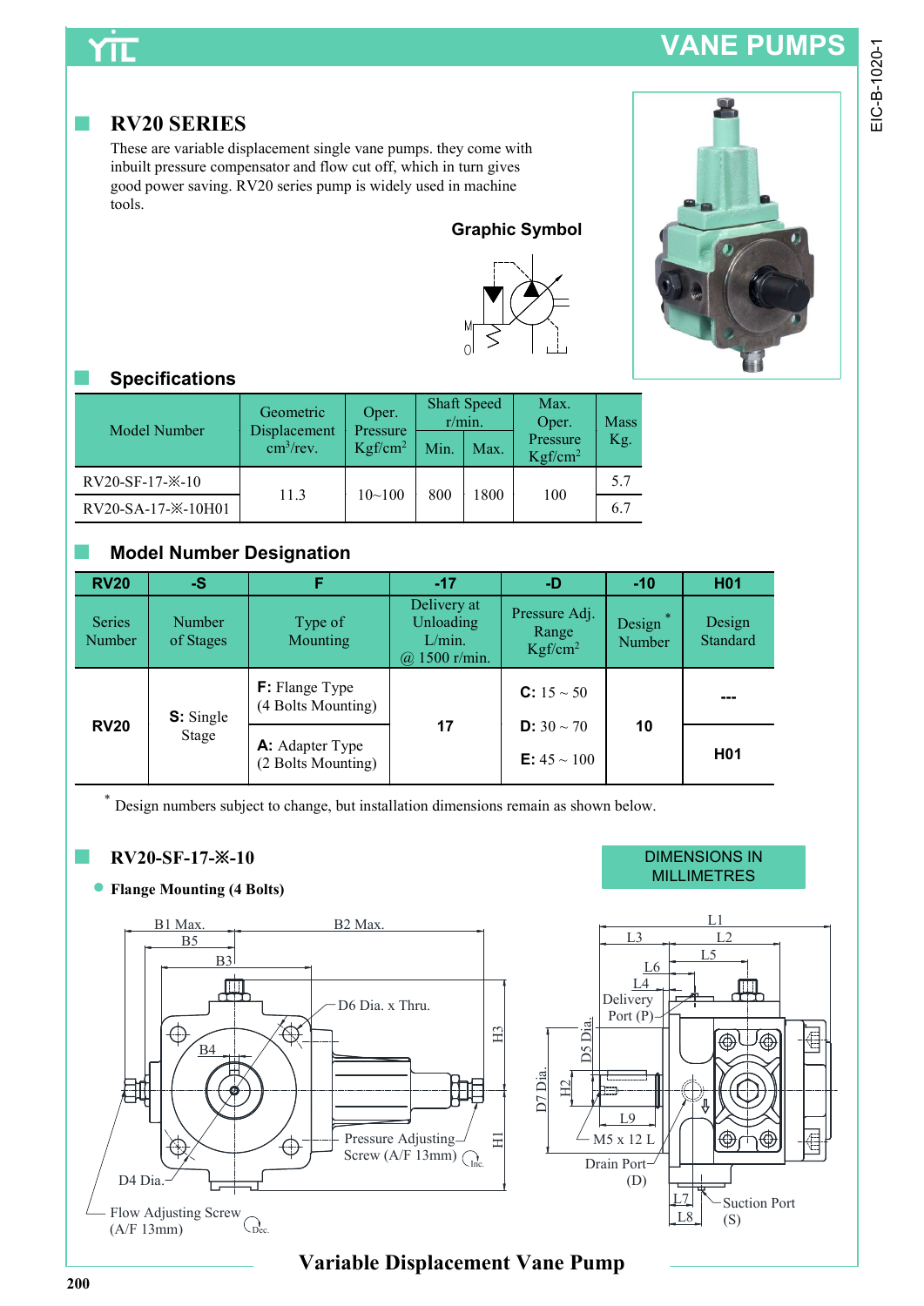## RV20 SERIES

These are variable displacement single vane pumps. they come with inbuilt pressure compensator and flow cut off, which in turn gives good power saving. RV20 series pump is widely used in machine tools.

**Graphic Symbol**

## Specifications

| Model Number | Geometric Displacement $cm^3$/rev. | Oper. Pressure $Kgf/cm^2$ | Shaft Speed r/min. | | Max. Oper. Pressure $Kgf/cm^2$ | Mass Kg. |
|---|---|---|---|---|---|---|
| | | | Min. | Max. | | |
| RV20-SF-17-※-10 | 11.3 | 10~100 | 800 | 1800 | 100 | 5.7 |
| RV20-SA-17-※-10H01 | | | | | | 6.7 |

## Model Number Designation

| RV20 | -S | F | -17 | -D | -10 | H01 |
|---|---|---|---|---|---|---|
| Series Number | Number of Stages | Type of Mounting | Delivery at Unloading L/min. @ 1500 r/min. | Pressure Adj. Range $Kgf/cm^2$ | Design* Number | Design Standard |
| RV20 | **S:** Single Stage | **F:** Flange Type (4 Bolts Mounting) | 17 | **C:** 15 ~ 50 | 10 | --- |
| | | **A:** Adapter Type (2 Bolts Mounting) | | **D:** 30 ~ 70<br>**E:** 45 ~ 100 | | H01 |

* Design numbers subject to change, but installation dimensions remain as shown below.

## RV20-SF-17-※-10

DIMENSIONS IN MILLIMETRES

- **Flange Mounting (4 Bolts)**

B1 Max. B5 B3 B2 Max. B4 D6 Dia. x Thru. H3 H1 D4 Dia. Pressure Adjusting Screw (A/F 13mm) Inc. Flow Adjusting Screw (A/F 13mm) Dec.

L1 L3 L2 L5 L6 L4 Delivery Port (P) D5 Dia. D7 Dia. H2 L9 M5 x 12 L Drain Port (D) L7 L8 Suction Port (S)

**Variable Displacement Vane Pump**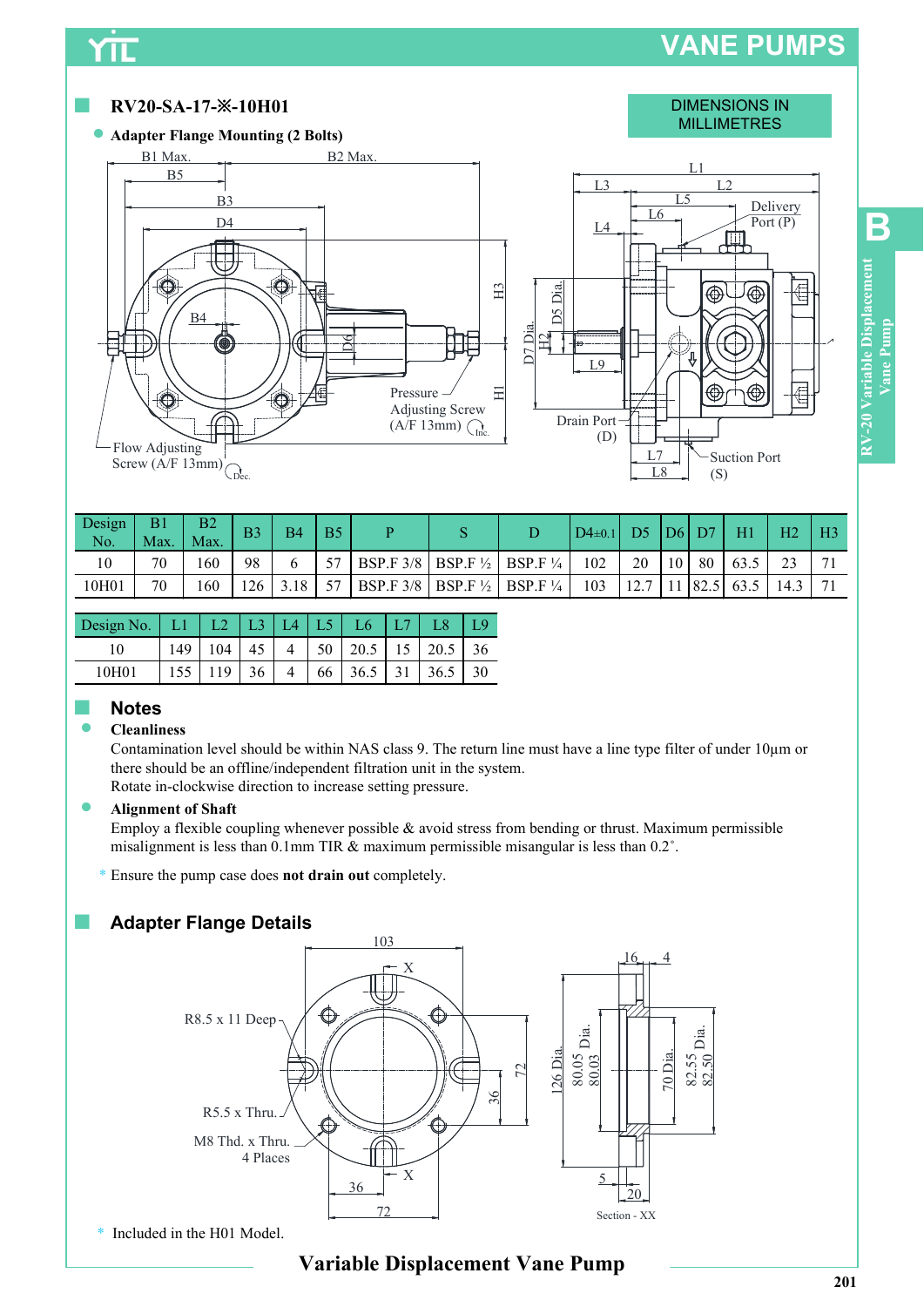## RV20-SA-17-※-10H01

DIMENSIONS IN MILLIMETRES

- **Adapter Flange Mounting (2 Bolts)**

| Design No. | B1 Max. | B2 Max. | B3 | B4 | B5 | P | S | D | D4±0.1 | D5 | D6 | D7 | H1 | H2 | H3 |
|---|---|---|---|---|---|---|---|---|---|---|---|---|---|---|---|
| 10 | 70 | 160 | 98 | 6 | 57 | BSP.F 3/8 | BSP.F ½ | BSP.F ¼ | 102 | 20 | 10 | 80 | 63.5 | 23 | 71 |
| 10H01 | 70 | 160 | 126 | 3.18 | 57 | BSP.F 3/8 | BSP.F ½ | BSP.F ¼ | 103 | 12.7 | 11 | 82.5 | 63.5 | 14.3 | 71 |

| Design No. | L1 | L2 | L3 | L4 | L5 | L6 | L7 | L8 | L9 |
|---|---|---|---|---|---|---|---|---|---|
| 10 | 149 | 104 | 45 | 4 | 50 | 20.5 | 15 | 20.5 | 36 |
| 10H01 | 155 | 119 | 36 | 4 | 66 | 36.5 | 31 | 36.5 | 30 |

## Notes

- **Cleanliness**

  Contamination level should be within NAS class 9. The return line must have a line type filter of under 10μm or there should be an offline/independent filtration unit in the system.
  Rotate in-clockwise direction to increase setting pressure.

- **Alignment of Shaft**

  Employ a flexible coupling whenever possible & avoid stress from bending or thrust. Maximum permissible misalignment is less than 0.1mm TIR & maximum permissible misangular is less than 0.2˚.

\* Ensure the pump case does **not drain out** completely.

## Adapter Flange Details

\* Included in the H01 Model.

Variable Displacement Vane Pump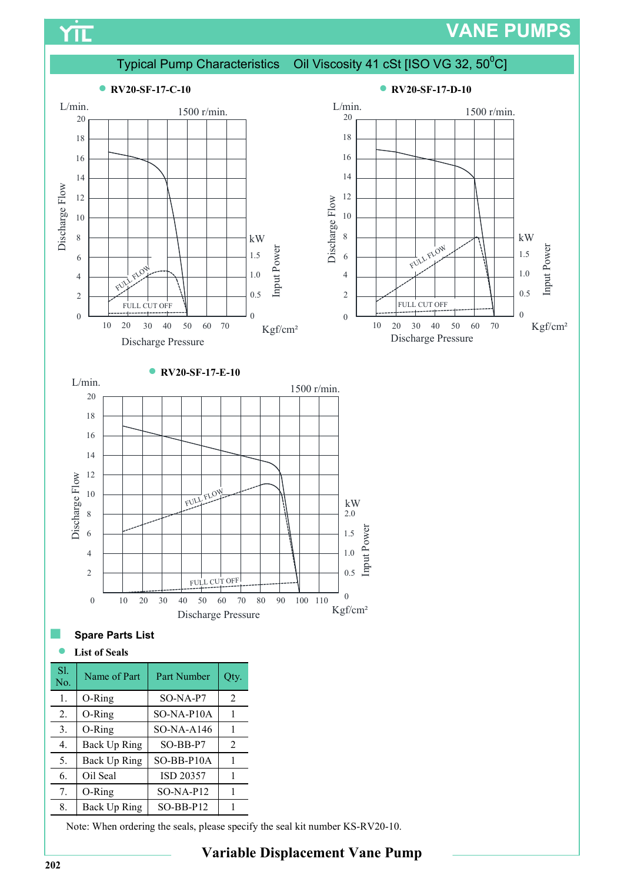## Typical Pump Characteristics Oil Viscosity 41 cSt [ISO VG 32, 50$^0$C]

● **RV20-SF-17-C-10**

L/min.
1500 r/min.
20
18
16
14
12
10
8
6
4
2
0
Discharge Flow
kW
1.5
1.0
0.5
0
Input Power
FULL FLOW
FULL CUT OFF
10 20 30 40 50 60 70
Kgf/cm²
Discharge Pressure

● **RV20-SF-17-D-10**

L/min.
1500 r/min.
20
18
16
14
12
10
8
6
4
2
0
Discharge Flow
kW
1.5
1.0
0.5
0
Input Power
FULL FLOW
FULL CUT OFF
10 20 30 40 50 60 70
Kgf/cm²
Discharge Pressure

● **RV20-SF-17-E-10**

L/min.
1500 r/min.
20
18
16
14
12
10
8
6
4
2
0
Discharge Flow
kW
2.0
1.5
1.0
0.5
0
Input Power
FULL FLOW
FULL CUT OFF
10 20 30 40 50 60 70 80 90 100 110
Kgf/cm²
Discharge Pressure

## Spare Parts List

● **List of Seals**

| Sl. No. | Name of Part | Part Number | Qty. |
|---|---|---|---|
| 1. | O-Ring | SO-NA-P7 | 2 |
| 2. | O-Ring | SO-NA-P10A | 1 |
| 3. | O-Ring | SO-NA-A146 | 1 |
| 4. | Back Up Ring | SO-BB-P7 | 2 |
| 5. | Back Up Ring | SO-BB-P10A | 1 |
| 6. | Oil Seal | ISD 20357 | 1 |
| 7. | O-Ring | SO-NA-P12 | 1 |
| 8. | Back Up Ring | SO-BB-P12 | 1 |

Note: When ordering the seals, please specify the seal kit number KS-RV20-10.